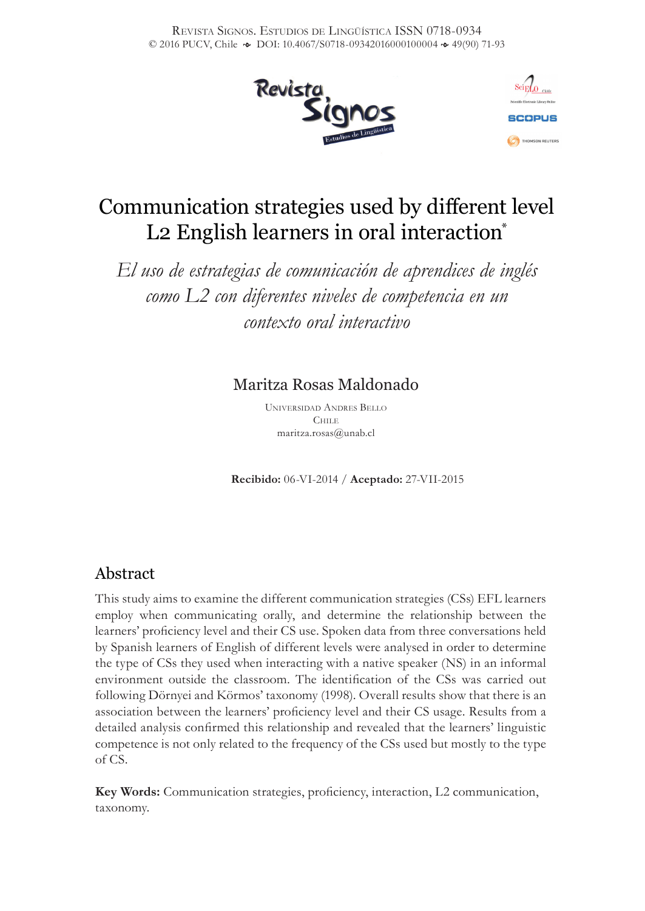# Communication strategies used by different level L2 English learners in oral interaction*

*El uso de estrategias de comunicación de aprendices de inglés como L2 con diferentes niveles de competencia en un contexto oral interactivo*

**Maritza Rosas Maldonado**

Universidad Andres Bello
Chile
maritza.rosas@unab.cl

**Recibido:** 06-VI-2014 / **Aceptado:** 27-VII-2015

## Abstract

This study aims to examine the different communication strategies (CSs) EFL learners employ when communicating orally, and determine the relationship between the learners' proficiency level and their CS use. Spoken data from three conversations held by Spanish learners of English of different levels were analysed in order to determine the type of CSs they used when interacting with a native speaker (NS) in an informal environment outside the classroom. The identification of the CSs was carried out following Dörnyei and Körmos' taxonomy (1998). Overall results show that there is an association between the learners' proficiency level and their CS usage. Results from a detailed analysis confirmed this relationship and revealed that the learners' linguistic competence is not only related to the frequency of the CSs used but mostly to the type of CS.

**Key Words:** Communication strategies, proficiency, interaction, L2 communication, taxonomy.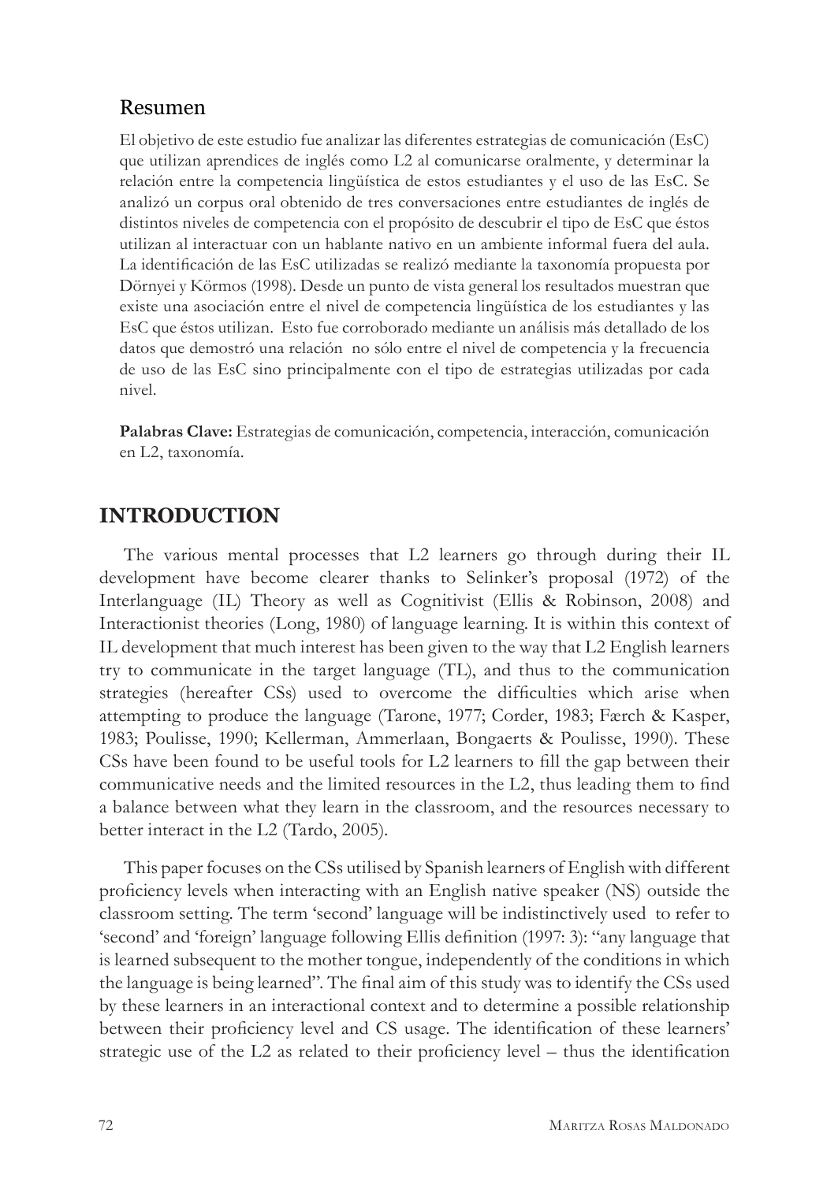## Resumen

El objetivo de este estudio fue analizar las diferentes estrategias de comunicación (EsC) que utilizan aprendices de inglés como L2 al comunicarse oralmente, y determinar la relación entre la competencia lingüística de estos estudiantes y el uso de las EsC. Se analizó un corpus oral obtenido de tres conversaciones entre estudiantes de inglés de distintos niveles de competencia con el propósito de descubrir el tipo de EsC que éstos utilizan al interactuar con un hablante nativo en un ambiente informal fuera del aula. La identificación de las EsC utilizadas se realizó mediante la taxonomía propuesta por Dörnyei y Körmos (1998). Desde un punto de vista general los resultados muestran que existe una asociación entre el nivel de competencia lingüística de los estudiantes y las EsC que éstos utilizan. Esto fue corroborado mediante un análisis más detallado de los datos que demostró una relación no sólo entre el nivel de competencia y la frecuencia de uso de las EsC sino principalmente con el tipo de estrategias utilizadas por cada nivel.

**Palabras Clave:** Estrategias de comunicación, competencia, interacción, comunicación en L2, taxonomía.

## INTRODUCTION

The various mental processes that L2 learners go through during their IL development have become clearer thanks to Selinker's proposal (1972) of the Interlanguage (IL) Theory as well as Cognitivist (Ellis & Robinson, 2008) and Interactionist theories (Long, 1980) of language learning. It is within this context of IL development that much interest has been given to the way that L2 English learners try to communicate in the target language (TL), and thus to the communication strategies (hereafter CSs) used to overcome the difficulties which arise when attempting to produce the language (Tarone, 1977; Corder, 1983; Færch & Kasper, 1983; Poulisse, 1990; Kellerman, Ammerlaan, Bongaerts & Poulisse, 1990). These CSs have been found to be useful tools for L2 learners to fill the gap between their communicative needs and the limited resources in the L2, thus leading them to find a balance between what they learn in the classroom, and the resources necessary to better interact in the L2 (Tardo, 2005).

This paper focuses on the CSs utilised by Spanish learners of English with different proficiency levels when interacting with an English native speaker (NS) outside the classroom setting. The term 'second' language will be indistinctively used to refer to 'second' and 'foreign' language following Ellis definition (1997: 3): "any language that is learned subsequent to the mother tongue, independently of the conditions in which the language is being learned". The final aim of this study was to identify the CSs used by these learners in an interactional context and to determine a possible relationship between their proficiency level and CS usage. The identification of these learners' strategic use of the L2 as related to their proficiency level – thus the identification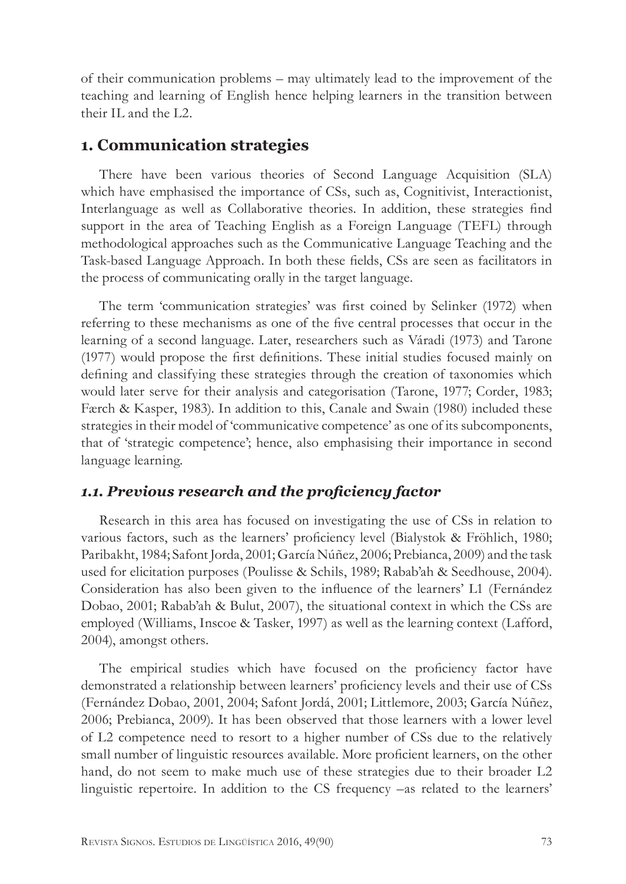of their communication problems – may ultimately lead to the improvement of the teaching and learning of English hence helping learners in the transition between their IL and the L2.

## 1. Communication strategies

There have been various theories of Second Language Acquisition (SLA) which have emphasised the importance of CSs, such as, Cognitivist, Interactionist, Interlanguage as well as Collaborative theories. In addition, these strategies find support in the area of Teaching English as a Foreign Language (TEFL) through methodological approaches such as the Communicative Language Teaching and the Task-based Language Approach. In both these fields, CSs are seen as facilitators in the process of communicating orally in the target language.

The term 'communication strategies' was first coined by Selinker (1972) when referring to these mechanisms as one of the five central processes that occur in the learning of a second language. Later, researchers such as Váradi (1973) and Tarone (1977) would propose the first definitions. These initial studies focused mainly on defining and classifying these strategies through the creation of taxonomies which would later serve for their analysis and categorisation (Tarone, 1977; Corder, 1983; Færch & Kasper, 1983). In addition to this, Canale and Swain (1980) included these strategies in their model of 'communicative competence' as one of its subcomponents, that of 'strategic competence'; hence, also emphasising their importance in second language learning.

### *1.1. Previous research and the proficiency factor*

Research in this area has focused on investigating the use of CSs in relation to various factors, such as the learners' proficiency level (Bialystok & Fröhlich, 1980; Paribakht, 1984; Safont Jorda, 2001; García Núñez, 2006; Prebianca, 2009) and the task used for elicitation purposes (Poulisse & Schils, 1989; Rabab'ah & Seedhouse, 2004). Consideration has also been given to the influence of the learners' L1 (Fernández Dobao, 2001; Rabab'ah & Bulut, 2007), the situational context in which the CSs are employed (Williams, Inscoe & Tasker, 1997) as well as the learning context (Lafford, 2004), amongst others.

The empirical studies which have focused on the proficiency factor have demonstrated a relationship between learners' proficiency levels and their use of CSs (Fernández Dobao, 2001, 2004; Safont Jordá, 2001; Littlemore, 2003; García Núñez, 2006; Prebianca, 2009). It has been observed that those learners with a lower level of L2 competence need to resort to a higher number of CSs due to the relatively small number of linguistic resources available. More proficient learners, on the other hand, do not seem to make much use of these strategies due to their broader L2 linguistic repertoire. In addition to the CS frequency –as related to the learners'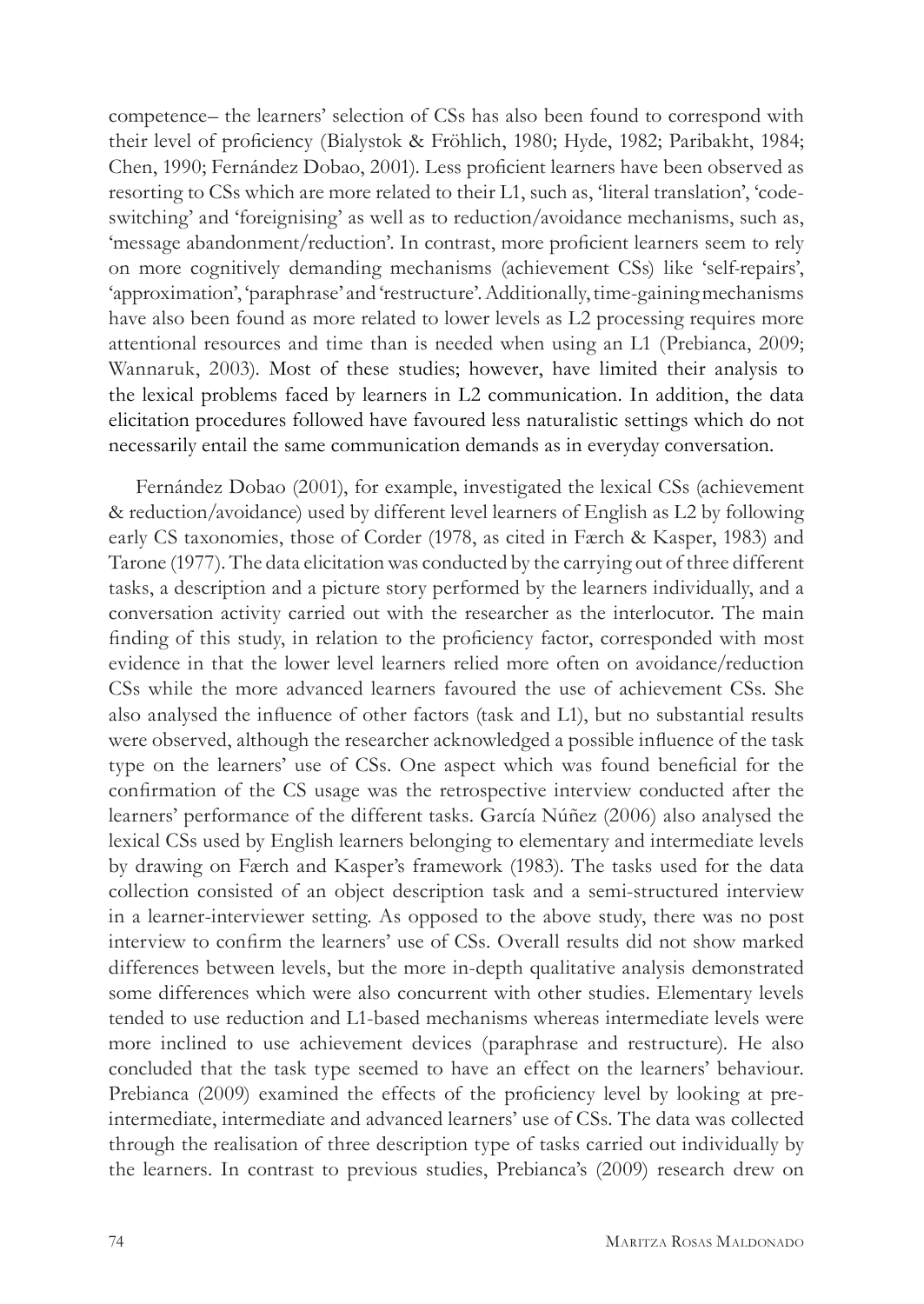competence– the learners' selection of CSs has also been found to correspond with their level of proficiency (Bialystok & Fröhlich, 1980; Hyde, 1982; Paribakht, 1984; Chen, 1990; Fernández Dobao, 2001). Less proficient learners have been observed as resorting to CSs which are more related to their L1, such as, 'literal translation', 'code-switching' and 'foreignising' as well as to reduction/avoidance mechanisms, such as, 'message abandonment/reduction'. In contrast, more proficient learners seem to rely on more cognitively demanding mechanisms (achievement CSs) like 'self-repairs', 'approximation', 'paraphrase' and 'restructure'. Additionally, time-gaining mechanisms have also been found as more related to lower levels as L2 processing requires more attentional resources and time than is needed when using an L1 (Prebianca, 2009; Wannaruk, 2003). Most of these studies; however, have limited their analysis to the lexical problems faced by learners in L2 communication. In addition, the data elicitation procedures followed have favoured less naturalistic settings which do not necessarily entail the same communication demands as in everyday conversation.

Fernández Dobao (2001), for example, investigated the lexical CSs (achievement & reduction/avoidance) used by different level learners of English as L2 by following early CS taxonomies, those of Corder (1978, as cited in Færch & Kasper, 1983) and Tarone (1977). The data elicitation was conducted by the carrying out of three different tasks, a description and a picture story performed by the learners individually, and a conversation activity carried out with the researcher as the interlocutor. The main finding of this study, in relation to the proficiency factor, corresponded with most evidence in that the lower level learners relied more often on avoidance/reduction CSs while the more advanced learners favoured the use of achievement CSs. She also analysed the influence of other factors (task and L1), but no substantial results were observed, although the researcher acknowledged a possible influence of the task type on the learners' use of CSs. One aspect which was found beneficial for the confirmation of the CS usage was the retrospective interview conducted after the learners' performance of the different tasks. García Núñez (2006) also analysed the lexical CSs used by English learners belonging to elementary and intermediate levels by drawing on Færch and Kasper's framework (1983). The tasks used for the data collection consisted of an object description task and a semi-structured interview in a learner-interviewer setting. As opposed to the above study, there was no post interview to confirm the learners' use of CSs. Overall results did not show marked differences between levels, but the more in-depth qualitative analysis demonstrated some differences which were also concurrent with other studies. Elementary levels tended to use reduction and L1-based mechanisms whereas intermediate levels were more inclined to use achievement devices (paraphrase and restructure). He also concluded that the task type seemed to have an effect on the learners' behaviour. Prebianca (2009) examined the effects of the proficiency level by looking at pre-intermediate, intermediate and advanced learners' use of CSs. The data was collected through the realisation of three description type of tasks carried out individually by the learners. In contrast to previous studies, Prebianca's (2009) research drew on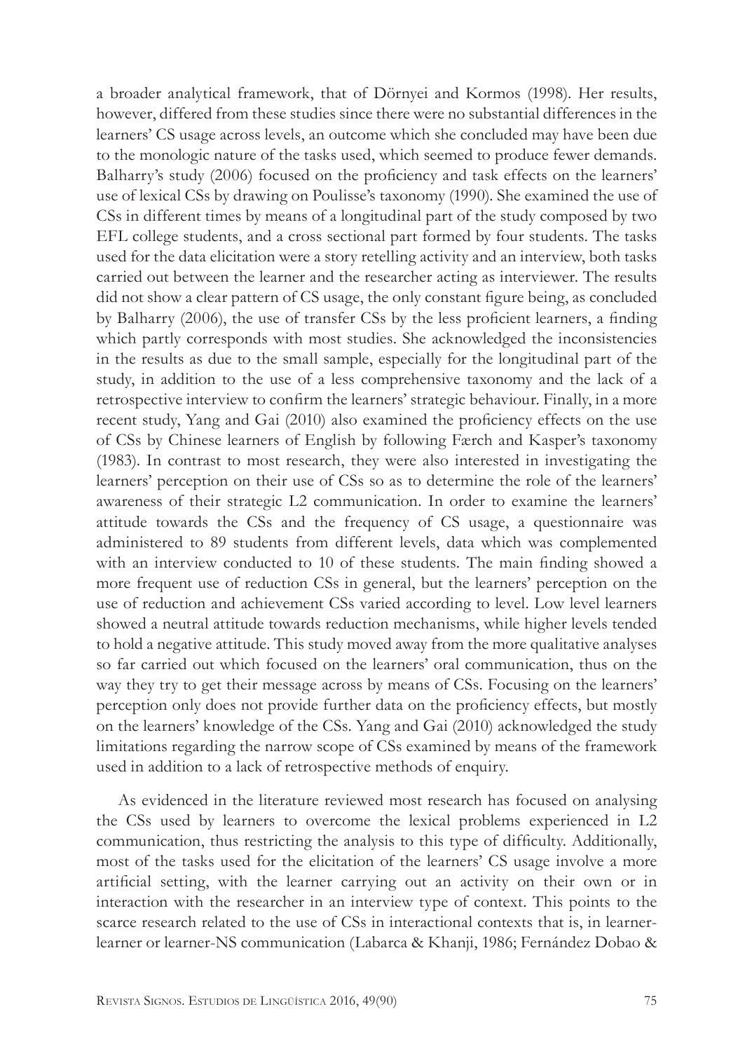a broader analytical framework, that of Dörnyei and Kormos (1998). Her results, however, differed from these studies since there were no substantial differences in the learners' CS usage across levels, an outcome which she concluded may have been due to the monologic nature of the tasks used, which seemed to produce fewer demands. Balharry's study (2006) focused on the proficiency and task effects on the learners' use of lexical CSs by drawing on Poulisse's taxonomy (1990). She examined the use of CSs in different times by means of a longitudinal part of the study composed by two EFL college students, and a cross sectional part formed by four students. The tasks used for the data elicitation were a story retelling activity and an interview, both tasks carried out between the learner and the researcher acting as interviewer. The results did not show a clear pattern of CS usage, the only constant figure being, as concluded by Balharry (2006), the use of transfer CSs by the less proficient learners, a finding which partly corresponds with most studies. She acknowledged the inconsistencies in the results as due to the small sample, especially for the longitudinal part of the study, in addition to the use of a less comprehensive taxonomy and the lack of a retrospective interview to confirm the learners' strategic behaviour. Finally, in a more recent study, Yang and Gai (2010) also examined the proficiency effects on the use of CSs by Chinese learners of English by following Færch and Kasper's taxonomy (1983). In contrast to most research, they were also interested in investigating the learners' perception on their use of CSs so as to determine the role of the learners' awareness of their strategic L2 communication. In order to examine the learners' attitude towards the CSs and the frequency of CS usage, a questionnaire was administered to 89 students from different levels, data which was complemented with an interview conducted to 10 of these students. The main finding showed a more frequent use of reduction CSs in general, but the learners' perception on the use of reduction and achievement CSs varied according to level. Low level learners showed a neutral attitude towards reduction mechanisms, while higher levels tended to hold a negative attitude. This study moved away from the more qualitative analyses so far carried out which focused on the learners' oral communication, thus on the way they try to get their message across by means of CSs. Focusing on the learners' perception only does not provide further data on the proficiency effects, but mostly on the learners' knowledge of the CSs. Yang and Gai (2010) acknowledged the study limitations regarding the narrow scope of CSs examined by means of the framework used in addition to a lack of retrospective methods of enquiry.

As evidenced in the literature reviewed most research has focused on analysing the CSs used by learners to overcome the lexical problems experienced in L2 communication, thus restricting the analysis to this type of difficulty. Additionally, most of the tasks used for the elicitation of the learners' CS usage involve a more artificial setting, with the learner carrying out an activity on their own or in interaction with the researcher in an interview type of context. This points to the scarce research related to the use of CSs in interactional contexts that is, in learner-learner or learner-NS communication (Labarca & Khanji, 1986; Fernández Dobao &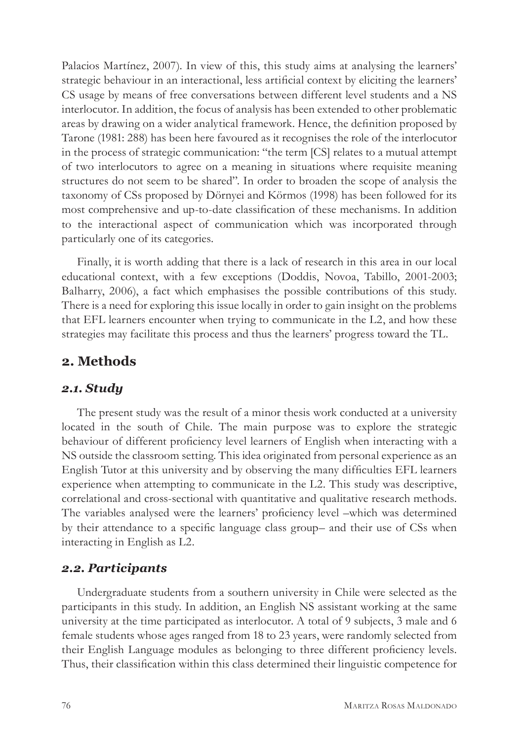Palacios Martínez, 2007). In view of this, this study aims at analysing the learners' strategic behaviour in an interactional, less artificial context by eliciting the learners' CS usage by means of free conversations between different level students and a NS interlocutor. In addition, the focus of analysis has been extended to other problematic areas by drawing on a wider analytical framework. Hence, the definition proposed by Tarone (1981: 288) has been here favoured as it recognises the role of the interlocutor in the process of strategic communication: "the term [CS] relates to a mutual attempt of two interlocutors to agree on a meaning in situations where requisite meaning structures do not seem to be shared". In order to broaden the scope of analysis the taxonomy of CSs proposed by Dörnyei and Körmos (1998) has been followed for its most comprehensive and up-to-date classification of these mechanisms. In addition to the interactional aspect of communication which was incorporated through particularly one of its categories.

Finally, it is worth adding that there is a lack of research in this area in our local educational context, with a few exceptions (Doddis, Novoa, Tabillo, 2001-2003; Balharry, 2006), a fact which emphasises the possible contributions of this study. There is a need for exploring this issue locally in order to gain insight on the problems that EFL learners encounter when trying to communicate in the L2, and how these strategies may facilitate this process and thus the learners' progress toward the TL.

## 2. Methods

### *2.1. Study*

The present study was the result of a minor thesis work conducted at a university located in the south of Chile. The main purpose was to explore the strategic behaviour of different proficiency level learners of English when interacting with a NS outside the classroom setting. This idea originated from personal experience as an English Tutor at this university and by observing the many difficulties EFL learners experience when attempting to communicate in the L2. This study was descriptive, correlational and cross-sectional with quantitative and qualitative research methods. The variables analysed were the learners' proficiency level –which was determined by their attendance to a specific language class group– and their use of CSs when interacting in English as L2.

### *2.2. Participants*

Undergraduate students from a southern university in Chile were selected as the participants in this study. In addition, an English NS assistant working at the same university at the time participated as interlocutor. A total of 9 subjects, 3 male and 6 female students whose ages ranged from 18 to 23 years, were randomly selected from their English Language modules as belonging to three different proficiency levels. Thus, their classification within this class determined their linguistic competence for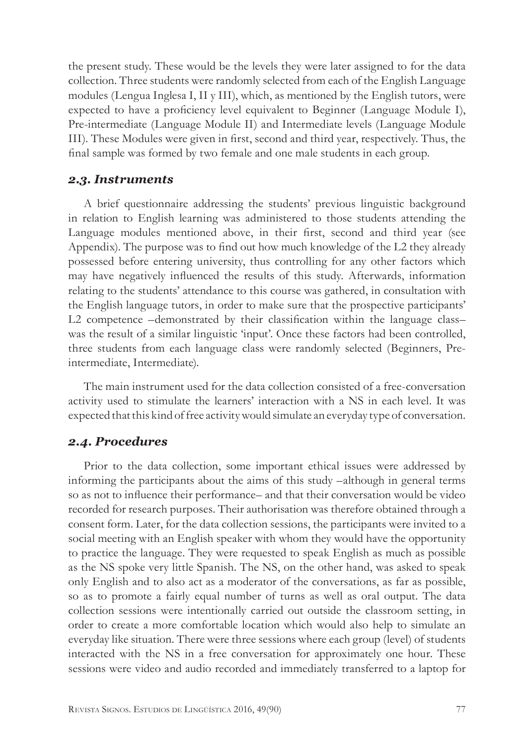the present study. These would be the levels they were later assigned to for the data collection. Three students were randomly selected from each of the English Language modules (Lengua Inglesa I, II y III), which, as mentioned by the English tutors, were expected to have a proficiency level equivalent to Beginner (Language Module I), Pre-intermediate (Language Module II) and Intermediate levels (Language Module III). These Modules were given in first, second and third year, respectively. Thus, the final sample was formed by two female and one male students in each group.

### *2.3. Instruments*

A brief questionnaire addressing the students' previous linguistic background in relation to English learning was administered to those students attending the Language modules mentioned above, in their first, second and third year (see Appendix). The purpose was to find out how much knowledge of the L2 they already possessed before entering university, thus controlling for any other factors which may have negatively influenced the results of this study. Afterwards, information relating to the students' attendance to this course was gathered, in consultation with the English language tutors, in order to make sure that the prospective participants' L2 competence –demonstrated by their classification within the language class– was the result of a similar linguistic 'input'. Once these factors had been controlled, three students from each language class were randomly selected (Beginners, Pre-intermediate, Intermediate).

The main instrument used for the data collection consisted of a free-conversation activity used to stimulate the learners' interaction with a NS in each level. It was expected that this kind of free activity would simulate an everyday type of conversation.

### *2.4. Procedures*

Prior to the data collection, some important ethical issues were addressed by informing the participants about the aims of this study –although in general terms so as not to influence their performance– and that their conversation would be video recorded for research purposes. Their authorisation was therefore obtained through a consent form. Later, for the data collection sessions, the participants were invited to a social meeting with an English speaker with whom they would have the opportunity to practice the language. They were requested to speak English as much as possible as the NS spoke very little Spanish. The NS, on the other hand, was asked to speak only English and to also act as a moderator of the conversations, as far as possible, so as to promote a fairly equal number of turns as well as oral output. The data collection sessions were intentionally carried out outside the classroom setting, in order to create a more comfortable location which would also help to simulate an everyday like situation. There were three sessions where each group (level) of students interacted with the NS in a free conversation for approximately one hour. These sessions were video and audio recorded and immediately transferred to a laptop for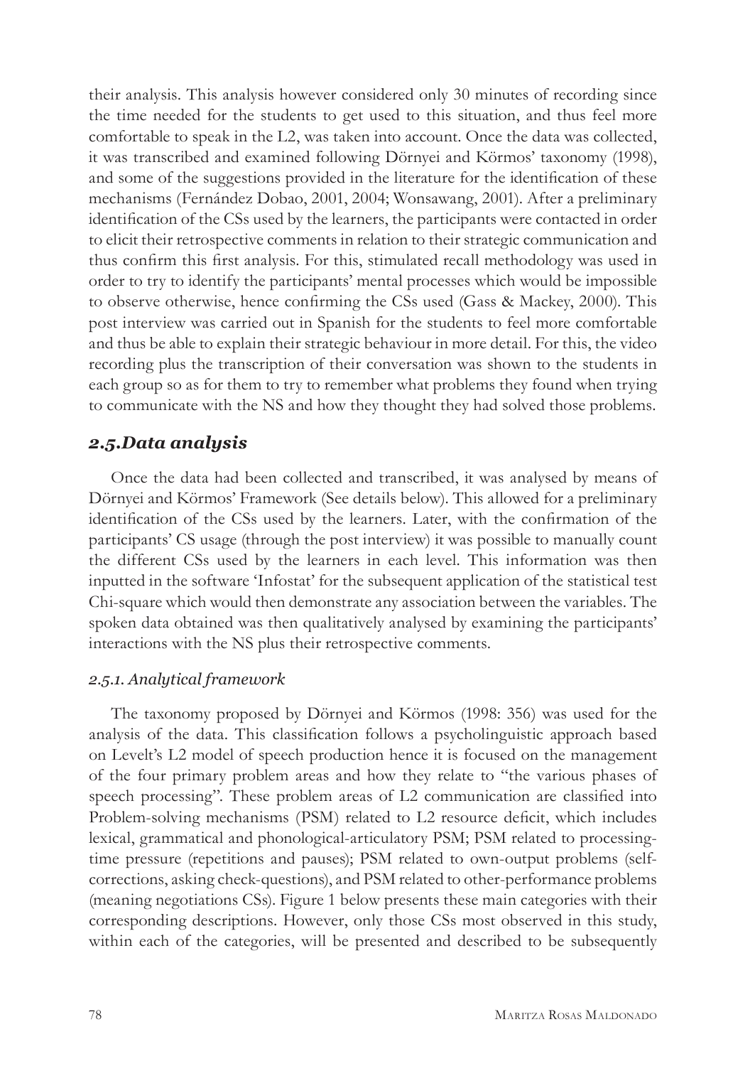their analysis. This analysis however considered only 30 minutes of recording since the time needed for the students to get used to this situation, and thus feel more comfortable to speak in the L2, was taken into account. Once the data was collected, it was transcribed and examined following Dörnyei and Körmos' taxonomy (1998), and some of the suggestions provided in the literature for the identification of these mechanisms (Fernández Dobao, 2001, 2004; Wonsawang, 2001). After a preliminary identification of the CSs used by the learners, the participants were contacted in order to elicit their retrospective comments in relation to their strategic communication and thus confirm this first analysis. For this, stimulated recall methodology was used in order to try to identify the participants' mental processes which would be impossible to observe otherwise, hence confirming the CSs used (Gass & Mackey, 2000). This post interview was carried out in Spanish for the students to feel more comfortable and thus be able to explain their strategic behaviour in more detail. For this, the video recording plus the transcription of their conversation was shown to the students in each group so as for them to try to remember what problems they found when trying to communicate with the NS and how they thought they had solved those problems.

## *2.5.Data analysis*

Once the data had been collected and transcribed, it was analysed by means of Dörnyei and Körmos' Framework (See details below). This allowed for a preliminary identification of the CSs used by the learners. Later, with the confirmation of the participants' CS usage (through the post interview) it was possible to manually count the different CSs used by the learners in each level. This information was then inputted in the software 'Infostat' for the subsequent application of the statistical test Chi-square which would then demonstrate any association between the variables. The spoken data obtained was then qualitatively analysed by examining the participants' interactions with the NS plus their retrospective comments.

### *2.5.1. Analytical framework*

The taxonomy proposed by Dörnyei and Körmos (1998: 356) was used for the analysis of the data. This classification follows a psycholinguistic approach based on Levelt's L2 model of speech production hence it is focused on the management of the four primary problem areas and how they relate to "the various phases of speech processing". These problem areas of L2 communication are classified into Problem-solving mechanisms (PSM) related to L2 resource deficit, which includes lexical, grammatical and phonological-articulatory PSM; PSM related to processing-time pressure (repetitions and pauses); PSM related to own-output problems (self-corrections, asking check-questions), and PSM related to other-performance problems (meaning negotiations CSs). Figure 1 below presents these main categories with their corresponding descriptions. However, only those CSs most observed in this study, within each of the categories, will be presented and described to be subsequently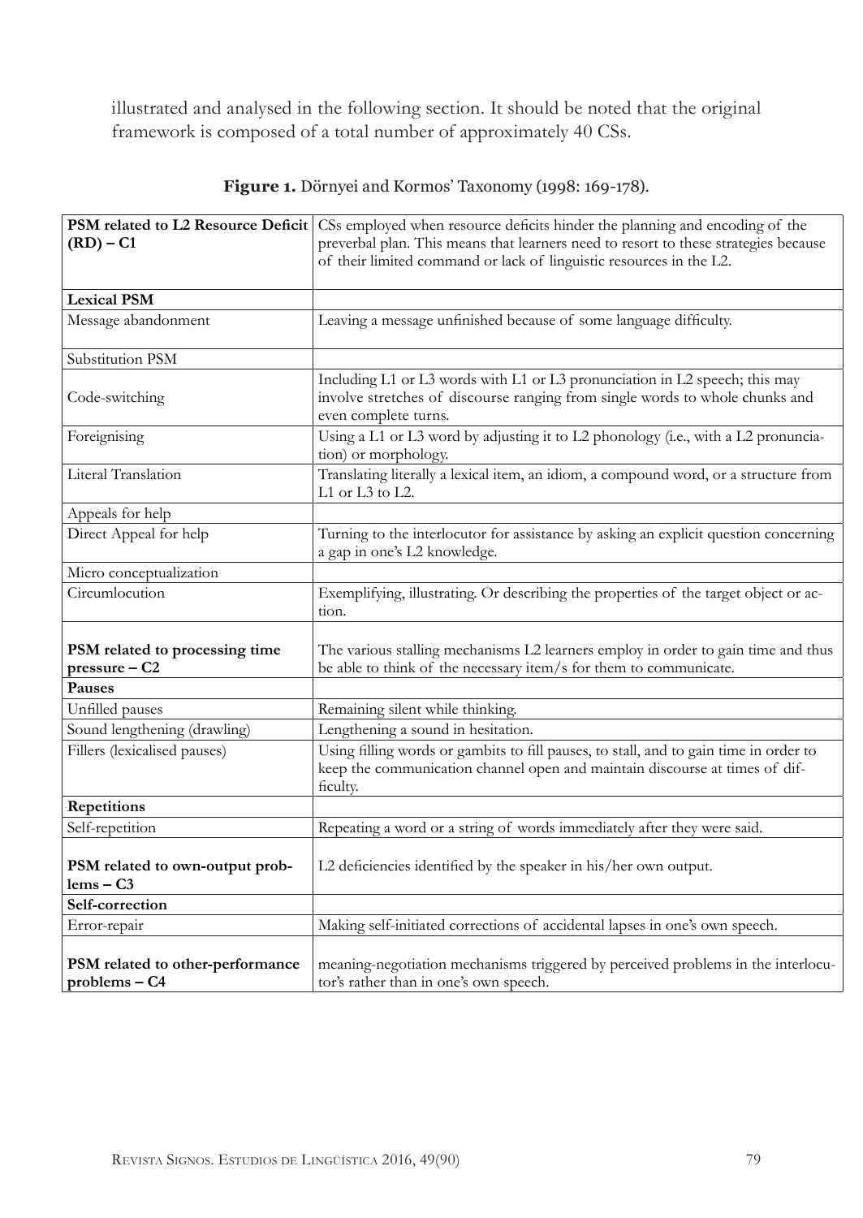illustrated and analysed in the following section. It should be noted that the original framework is composed of a total number of approximately 40 CSs.

**Figure 1.** Dörnyei and Kormos' Taxonomy (1998: 169-178).

| **PSM related to L2 Resource Deficit (RD) – C1** | CSs employed when resource deficits hinder the planning and encoding of the preverbal plan. This means that learners need to resort to these strategies because of their limited command or lack of linguistic resources in the L2. |
|---|---|
| **Lexical PSM** | |
| Message abandonment | Leaving a message unfinished because of some language difficulty. |
| Substitution PSM | |
| Code-switching | Including L1 or L3 words with L1 or L3 pronunciation in L2 speech; this may involve stretches of discourse ranging from single words to whole chunks and even complete turns. |
| Foreignising | Using a L1 or L3 word by adjusting it to L2 phonology (i.e., with a L2 pronunciation) or morphology. |
| Literal Translation | Translating literally a lexical item, an idiom, a compound word, or a structure from L1 or L3 to L2. |
| Appeals for help | |
| Direct Appeal for help | Turning to the interlocutor for assistance by asking an explicit question concerning a gap in one's L2 knowledge. |
| Micro conceptualization | |
| Circumlocution | Exemplifying, illustrating. Or describing the properties of the target object or action. |
| **PSM related to processing time pressure – C2** | The various stalling mechanisms L2 learners employ in order to gain time and thus be able to think of the necessary item/s for them to communicate. |
| **Pauses** | |
| Unfilled pauses | Remaining silent while thinking. |
| Sound lengthening (drawling) | Lengthening a sound in hesitation. |
| Fillers (lexicalised pauses) | Using filling words or gambits to fill pauses, to stall, and to gain time in order to keep the communication channel open and maintain discourse at times of difficulty. |
| **Repetitions** | |
| Self-repetition | Repeating a word or a string of words immediately after they were said. |
| **PSM related to own-output problems – C3** | L2 deficiencies identified by the speaker in his/her own output. |
| **Self-correction** | |
| Error-repair | Making self-initiated corrections of accidental lapses in one's own speech. |
| **PSM related to other-performance problems – C4** | meaning-negotiation mechanisms triggered by perceived problems in the interlocutor's rather than in one's own speech. |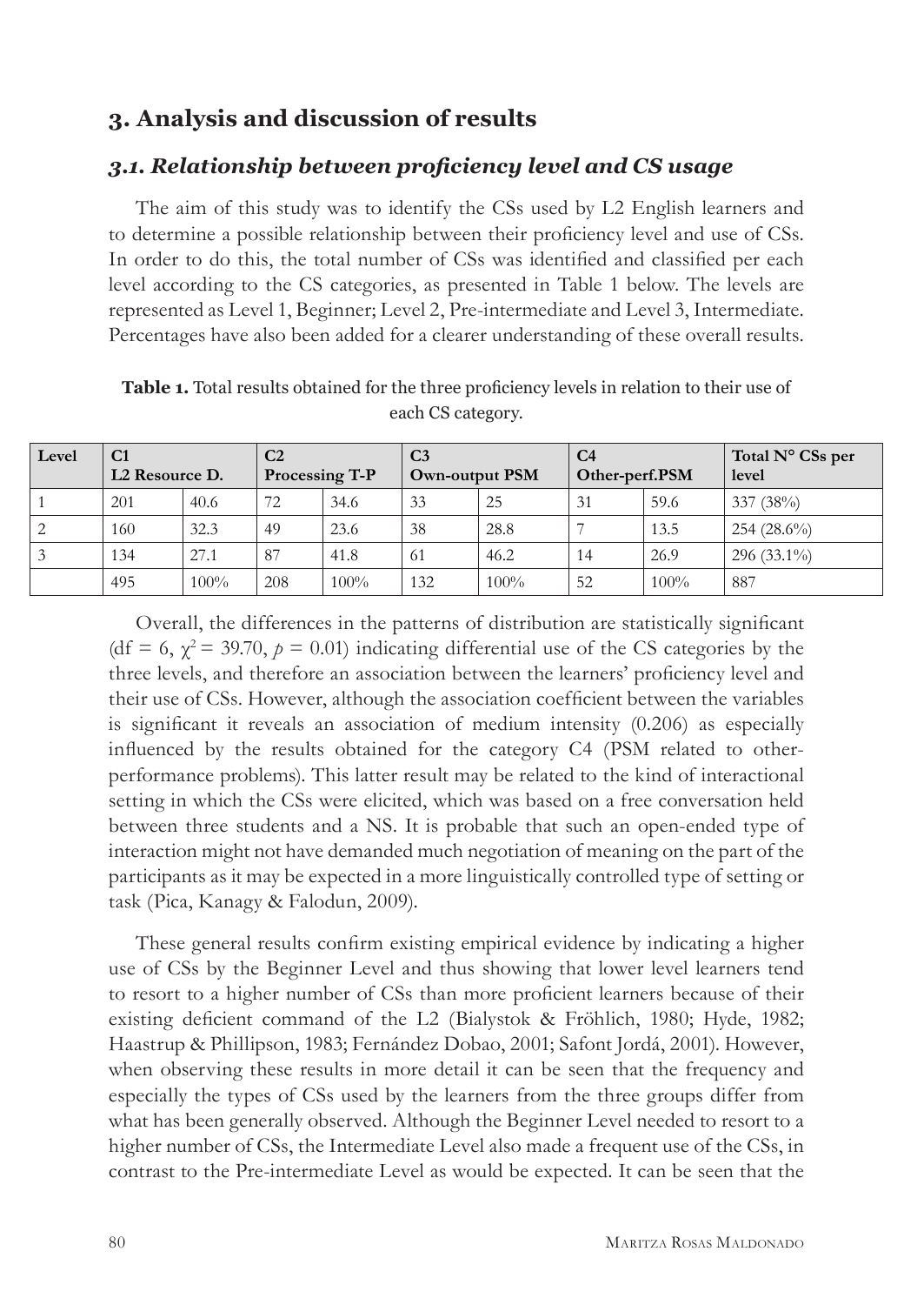## 3. Analysis and discussion of results

### *3.1. Relationship between proficiency level and CS usage*

The aim of this study was to identify the CSs used by L2 English learners and to determine a possible relationship between their proficiency level and use of CSs. In order to do this, the total number of CSs was identified and classified per each level according to the CS categories, as presented in Table 1 below. The levels are represented as Level 1, Beginner; Level 2, Pre-intermediate and Level 3, Intermediate. Percentages have also been added for a clearer understanding of these overall results.

**Table 1.** Total results obtained for the three proficiency levels in relation to their use of each CS category.

| Level | C1 L2 Resource D. | | C2 Processing T-P | | C3 Own-output PSM | | C4 Other-perf.PSM | | Total N° CSs per level |
|---|---|---|---|---|---|---|---|---|---|
| 1 | 201 | 40.6 | 72 | 34.6 | 33 | 25 | 31 | 59.6 | 337 (38%) |
| 2 | 160 | 32.3 | 49 | 23.6 | 38 | 28.8 | 7 | 13.5 | 254 (28.6%) |
| 3 | 134 | 27.1 | 87 | 41.8 | 61 | 46.2 | 14 | 26.9 | 296 (33.1%) |
| | 495 | 100% | 208 | 100% | 132 | 100% | 52 | 100% | 887 |

Overall, the differences in the patterns of distribution are statistically significant (df = 6, $\chi^2 = 39.70$, $p = 0.01$) indicating differential use of the CS categories by the three levels, and therefore an association between the learners' proficiency level and their use of CSs. However, although the association coefficient between the variables is significant it reveals an association of medium intensity (0.206) as especially influenced by the results obtained for the category C4 (PSM related to other-performance problems). This latter result may be related to the kind of interactional setting in which the CSs were elicited, which was based on a free conversation held between three students and a NS. It is probable that such an open-ended type of interaction might not have demanded much negotiation of meaning on the part of the participants as it may be expected in a more linguistically controlled type of setting or task (Pica, Kanagy & Falodun, 2009).

These general results confirm existing empirical evidence by indicating a higher use of CSs by the Beginner Level and thus showing that lower level learners tend to resort to a higher number of CSs than more proficient learners because of their existing deficient command of the L2 (Bialystok & Fröhlich, 1980; Hyde, 1982; Haastrup & Phillipson, 1983; Fernández Dobao, 2001; Safont Jordá, 2001). However, when observing these results in more detail it can be seen that the frequency and especially the types of CSs used by the learners from the three groups differ from what has been generally observed. Although the Beginner Level needed to resort to a higher number of CSs, the Intermediate Level also made a frequent use of the CSs, in contrast to the Pre-intermediate Level as would be expected. It can be seen that the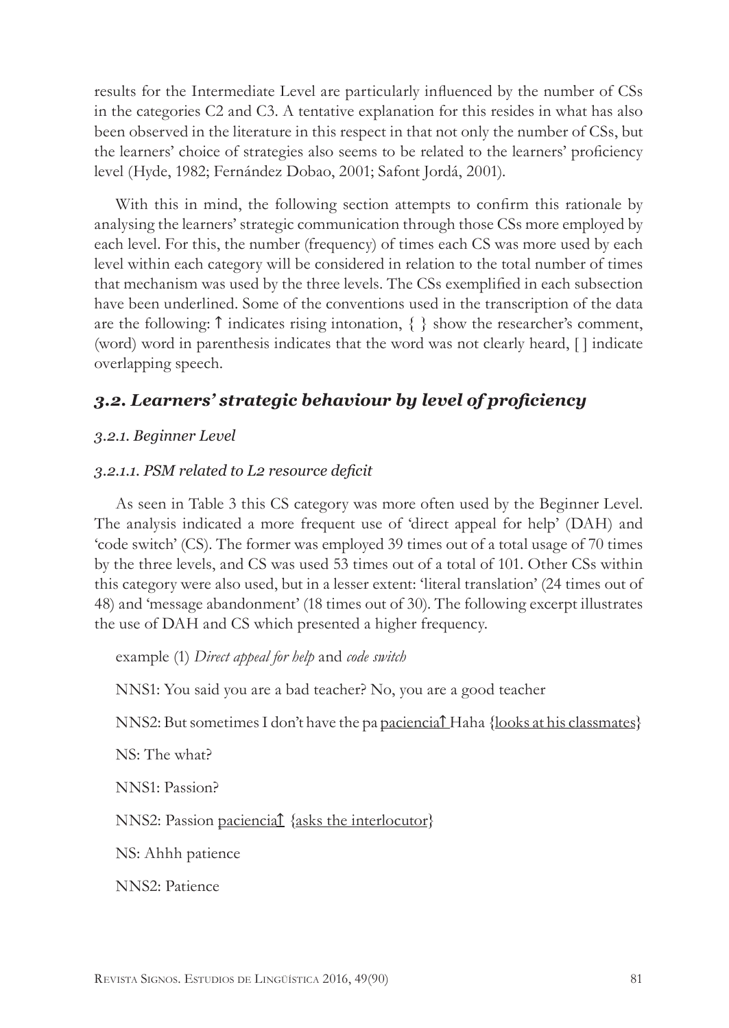results for the Intermediate Level are particularly influenced by the number of CSs in the categories C2 and C3. A tentative explanation for this resides in what has also been observed in the literature in this respect in that not only the number of CSs, but the learners' choice of strategies also seems to be related to the learners' proficiency level (Hyde, 1982; Fernández Dobao, 2001; Safont Jordá, 2001).

With this in mind, the following section attempts to confirm this rationale by analysing the learners' strategic communication through those CSs more employed by each level. For this, the number (frequency) of times each CS was more used by each level within each category will be considered in relation to the total number of times that mechanism was used by the three levels. The CSs exemplified in each subsection have been underlined. Some of the conventions used in the transcription of the data are the following: ↑ indicates rising intonation, { } show the researcher's comment, (word) word in parenthesis indicates that the word was not clearly heard, [ ] indicate overlapping speech.

## *3.2. Learners' strategic behaviour by level of proficiency*

### *3.2.1. Beginner Level*

#### *3.2.1.1. PSM related to L2 resource deficit*

As seen in Table 3 this CS category was more often used by the Beginner Level. The analysis indicated a more frequent use of 'direct appeal for help' (DAH) and 'code switch' (CS). The former was employed 39 times out of a total usage of 70 times by the three levels, and CS was used 53 times out of a total of 101. Other CSs within this category were also used, but in a lesser extent: 'literal translation' (24 times out of 48) and 'message abandonment' (18 times out of 30). The following excerpt illustrates the use of DAH and CS which presented a higher frequency.

example (1) *Direct appeal for help* and *code switch*

NNS1: You said you are a bad teacher? No, you are a good teacher

NNS2: But sometimes I don't have the pa <u>paciencia↑</u> Haha <u>{looks at his classmates}</u>

NS: The what?

NNS1: Passion?

NNS2: Passion <u>paciencia↑</u> <u>{asks the interlocutor}</u>

NS: Ahhh patience

NNS2: Patience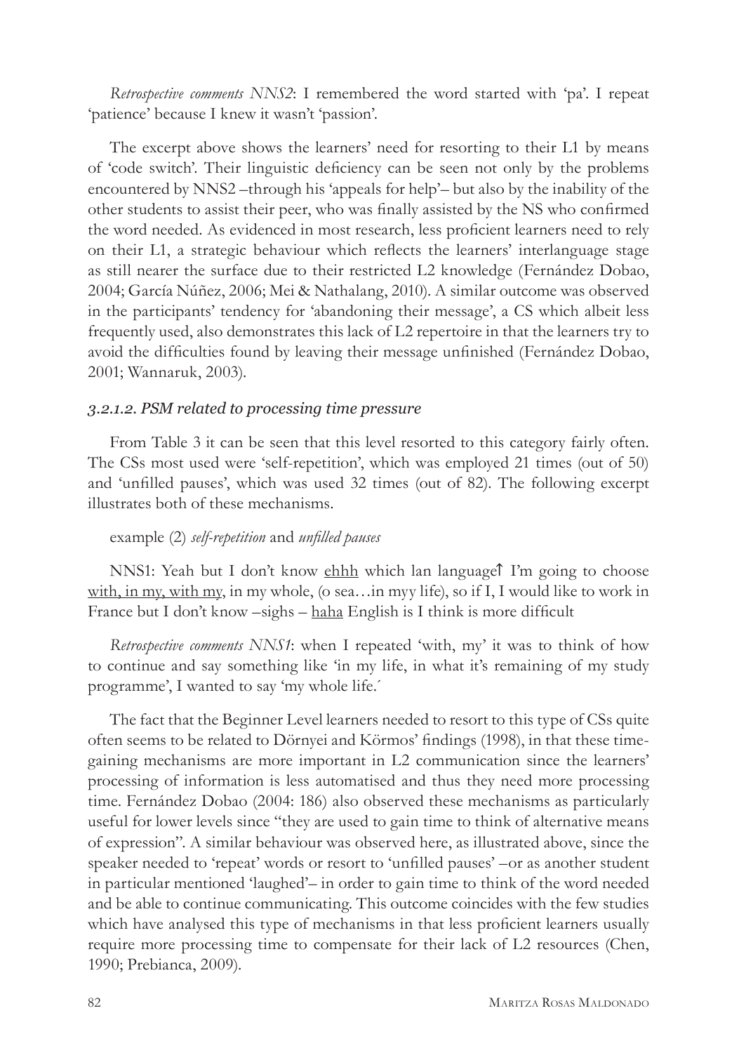*Retrospective comments NNS2*: I remembered the word started with 'pa'. I repeat 'patience' because I knew it wasn't 'passion'.

The excerpt above shows the learners' need for resorting to their L1 by means of 'code switch'. Their linguistic deficiency can be seen not only by the problems encountered by NNS2 –through his 'appeals for help'– but also by the inability of the other students to assist their peer, who was finally assisted by the NS who confirmed the word needed. As evidenced in most research, less proficient learners need to rely on their L1, a strategic behaviour which reflects the learners' interlanguage stage as still nearer the surface due to their restricted L2 knowledge (Fernández Dobao, 2004; García Núñez, 2006; Mei & Nathalang, 2010). A similar outcome was observed in the participants' tendency for 'abandoning their message', a CS which albeit less frequently used, also demonstrates this lack of L2 repertoire in that the learners try to avoid the difficulties found by leaving their message unfinished (Fernández Dobao, 2001; Wannaruk, 2003).

#### *3.2.1.2. PSM related to processing time pressure*

From Table 3 it can be seen that this level resorted to this category fairly often. The CSs most used were 'self-repetition', which was employed 21 times (out of 50) and 'unfilled pauses', which was used 32 times (out of 82). The following excerpt illustrates both of these mechanisms.

example (2) *self-repetition* and *unfilled pauses*

NNS1: Yeah but I don't know <u>ehhh</u> which lan language↑ I'm going to choose <u>with, in my, with my</u>, in my whole, (o sea…in myy life), so if I, I would like to work in France but I don't know –sighs – <u>haha</u> English is I think is more difficult

*Retrospective comments NNS1*: when I repeated 'with, my' it was to think of how to continue and say something like 'in my life, in what it's remaining of my study programme', I wanted to say 'my whole life.´

The fact that the Beginner Level learners needed to resort to this type of CSs quite often seems to be related to Dörnyei and Körmos' findings (1998), in that these time-gaining mechanisms are more important in L2 communication since the learners' processing of information is less automatised and thus they need more processing time. Fernández Dobao (2004: 186) also observed these mechanisms as particularly useful for lower levels since "they are used to gain time to think of alternative means of expression". A similar behaviour was observed here, as illustrated above, since the speaker needed to 'repeat' words or resort to 'unfilled pauses' –or as another student in particular mentioned 'laughed'– in order to gain time to think of the word needed and be able to continue communicating. This outcome coincides with the few studies which have analysed this type of mechanisms in that less proficient learners usually require more processing time to compensate for their lack of L2 resources (Chen, 1990; Prebianca, 2009).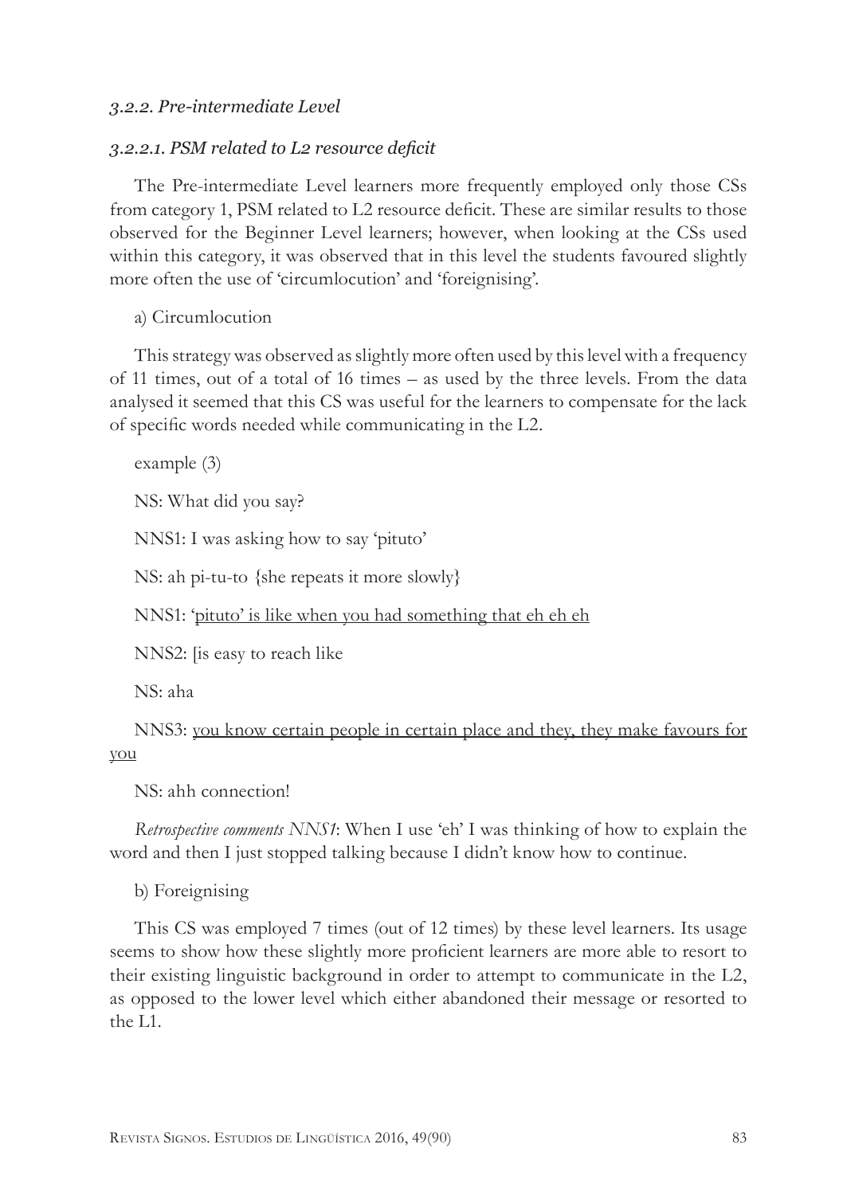*3.2.2. Pre-intermediate Level*

*3.2.2.1. PSM related to L2 resource deficit*

The Pre-intermediate Level learners more frequently employed only those CSs from category 1, PSM related to L2 resource deficit. These are similar results to those observed for the Beginner Level learners; however, when looking at the CSs used within this category, it was observed that in this level the students favoured slightly more often the use of 'circumlocution' and 'foreignising'.

a) Circumlocution

This strategy was observed as slightly more often used by this level with a frequency of 11 times, out of a total of 16 times – as used by the three levels. From the data analysed it seemed that this CS was useful for the learners to compensate for the lack of specific words needed while communicating in the L2.

example (3)

NS: What did you say?

NNS1: I was asking how to say 'pituto'

NS: ah pi-tu-to {she repeats it more slowly}

NNS1: <u>'pituto' is like when you had something that eh eh eh</u>

NNS2: [is easy to reach like

NS: aha

NNS3: <u>you know certain people in certain place and they, they make favours for you</u>

NS: ahh connection!

*Retrospective comments NNS1*: When I use 'eh' I was thinking of how to explain the word and then I just stopped talking because I didn't know how to continue.

b) Foreignising

This CS was employed 7 times (out of 12 times) by these level learners. Its usage seems to show how these slightly more proficient learners are more able to resort to their existing linguistic background in order to attempt to communicate in the L2, as opposed to the lower level which either abandoned their message or resorted to the L1.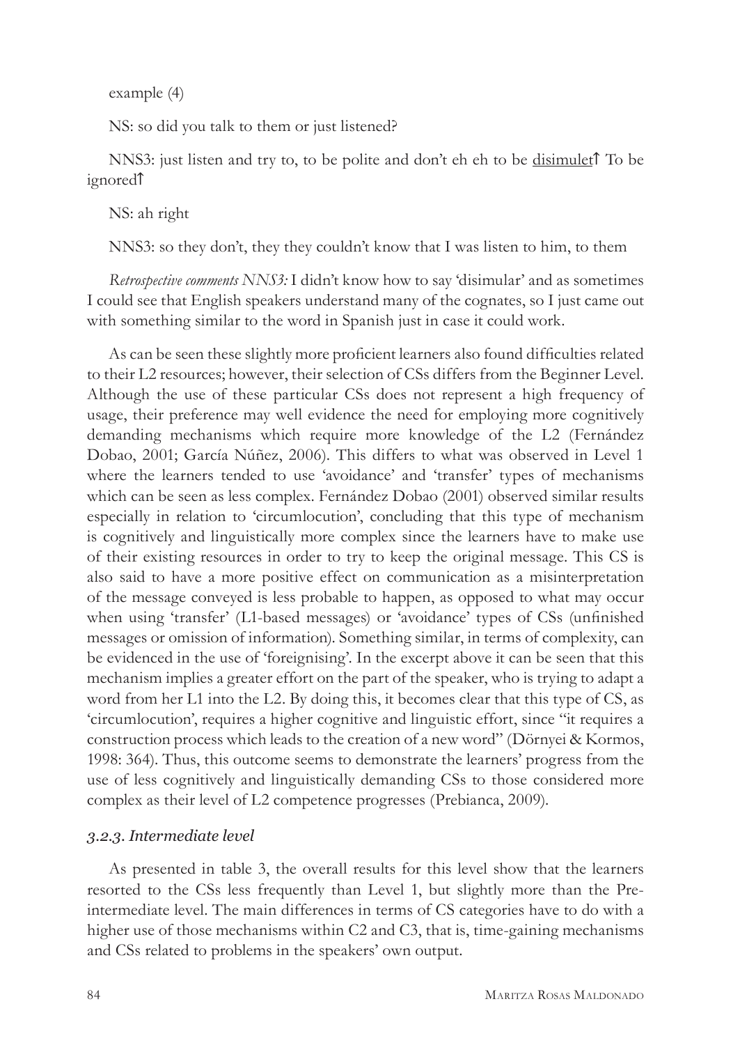example (4)

NS: so did you talk to them or just listened?

NNS3: just listen and try to, to be polite and don't eh eh to be <u>disimulet</u>↑ To be ignored↑

NS: ah right

NNS3: so they don't, they they couldn't know that I was listen to him, to them

*Retrospective comments NNS3:* I didn't know how to say 'disimular' and as sometimes I could see that English speakers understand many of the cognates, so I just came out with something similar to the word in Spanish just in case it could work.

As can be seen these slightly more proficient learners also found difficulties related to their L2 resources; however, their selection of CSs differs from the Beginner Level. Although the use of these particular CSs does not represent a high frequency of usage, their preference may well evidence the need for employing more cognitively demanding mechanisms which require more knowledge of the L2 (Fernández Dobao, 2001; García Núñez, 2006). This differs to what was observed in Level 1 where the learners tended to use 'avoidance' and 'transfer' types of mechanisms which can be seen as less complex. Fernández Dobao (2001) observed similar results especially in relation to 'circumlocution', concluding that this type of mechanism is cognitively and linguistically more complex since the learners have to make use of their existing resources in order to try to keep the original message. This CS is also said to have a more positive effect on communication as a misinterpretation of the message conveyed is less probable to happen, as opposed to what may occur when using 'transfer' (L1-based messages) or 'avoidance' types of CSs (unfinished messages or omission of information). Something similar, in terms of complexity, can be evidenced in the use of 'foreignising'. In the excerpt above it can be seen that this mechanism implies a greater effort on the part of the speaker, who is trying to adapt a word from her L1 into the L2. By doing this, it becomes clear that this type of CS, as 'circumlocution', requires a higher cognitive and linguistic effort, since "it requires a construction process which leads to the creation of a new word" (Dörnyei & Kormos, 1998: 364). Thus, this outcome seems to demonstrate the learners' progress from the use of less cognitively and linguistically demanding CSs to those considered more complex as their level of L2 competence progresses (Prebianca, 2009).

### *3.2.3. Intermediate level*

As presented in table 3, the overall results for this level show that the learners resorted to the CSs less frequently than Level 1, but slightly more than the Pre-intermediate level. The main differences in terms of CS categories have to do with a higher use of those mechanisms within C2 and C3, that is, time-gaining mechanisms and CSs related to problems in the speakers' own output.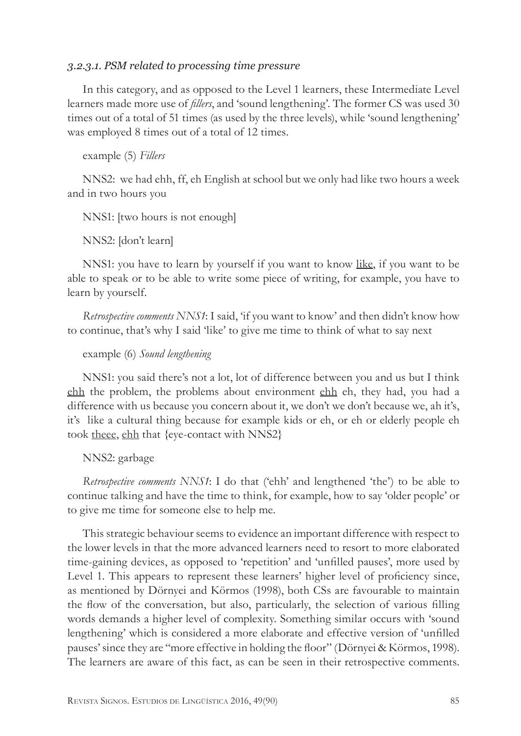#### *3.2.3.1. PSM related to processing time pressure*

In this category, and as opposed to the Level 1 learners, these Intermediate Level learners made more use of *fillers*, and 'sound lengthening'. The former CS was used 30 times out of a total of 51 times (as used by the three levels), while 'sound lengthening' was employed 8 times out of a total of 12 times.

example (5) *Fillers*

NNS2: we had ehh, ff, eh English at school but we only had like two hours a week and in two hours you

NNS1: [two hours is not enough]

NNS2: [don't learn]

NNS1: you have to learn by yourself if you want to know <u>like</u>, if you want to be able to speak or to be able to write some piece of writing, for example, you have to learn by yourself.

*Retrospective comments NNS1*: I said, 'if you want to know' and then didn't know how to continue, that's why I said 'like' to give me time to think of what to say next

example (6) *Sound lengthening*

NNS1: you said there's not a lot, lot of difference between you and us but I think <u>ehh</u> the problem, the problems about environment <u>ehh</u> eh, they had, you had a difference with us because you concern about it, we don't we don't because we, ah it's, it's like a cultural thing because for example kids or eh, or eh or elderly people eh took <u>theee</u>, <u>ehh</u> that {eye-contact with NNS2}

NNS2: garbage

*Retrospective comments NNS1*: I do that ('ehh' and lengthened 'the') to be able to continue talking and have the time to think, for example, how to say 'older people' or to give me time for someone else to help me.

This strategic behaviour seems to evidence an important difference with respect to the lower levels in that the more advanced learners need to resort to more elaborated time-gaining devices, as opposed to 'repetition' and 'unfilled pauses', more used by Level 1. This appears to represent these learners' higher level of proficiency since, as mentioned by Dörnyei and Körmos (1998), both CSs are favourable to maintain the flow of the conversation, but also, particularly, the selection of various filling words demands a higher level of complexity. Something similar occurs with 'sound lengthening' which is considered a more elaborate and effective version of 'unfilled pauses' since they are "more effective in holding the floor" (Dörnyei & Körmos, 1998). The learners are aware of this fact, as can be seen in their retrospective comments.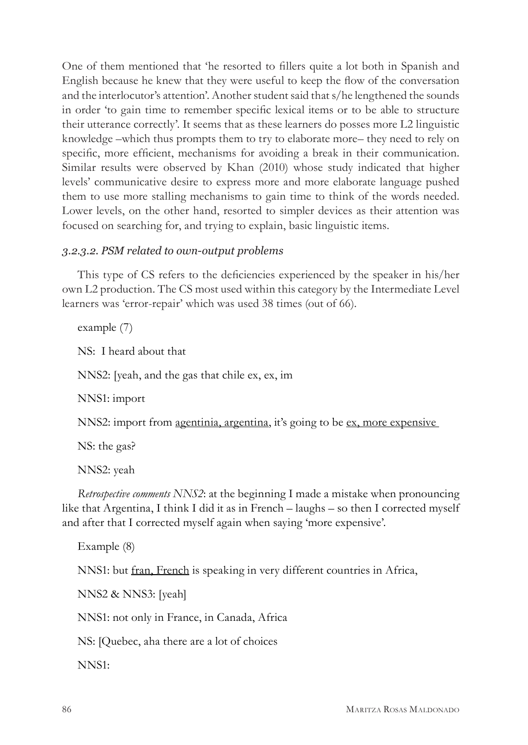One of them mentioned that 'he resorted to fillers quite a lot both in Spanish and English because he knew that they were useful to keep the flow of the conversation and the interlocutor's attention'. Another student said that s/he lengthened the sounds in order 'to gain time to remember specific lexical items or to be able to structure their utterance correctly'. It seems that as these learners do posses more L2 linguistic knowledge –which thus prompts them to try to elaborate more– they need to rely on specific, more efficient, mechanisms for avoiding a break in their communication. Similar results were observed by Khan (2010) whose study indicated that higher levels' communicative desire to express more and more elaborate language pushed them to use more stalling mechanisms to gain time to think of the words needed. Lower levels, on the other hand, resorted to simpler devices as their attention was focused on searching for, and trying to explain, basic linguistic items.

### *3.2.3.2. PSM related to own-output problems*

This type of CS refers to the deficiencies experienced by the speaker in his/her own L2 production. The CS most used within this category by the Intermediate Level learners was 'error-repair' which was used 38 times (out of 66).

example (7)

NS: I heard about that

NNS2: [yeah, and the gas that chile ex, ex, im

NNS1: import

NNS2: import from <u>agentinia, argentina</u>, it's going to be <u>ex, more expensive</u>

NS: the gas?

NNS2: yeah

*Retrospective comments NNS2*: at the beginning I made a mistake when pronouncing like that Argentina, I think I did it as in French – laughs – so then I corrected myself and after that I corrected myself again when saying 'more expensive'.

Example (8)

NNS1: but <u>fran, French</u> is speaking in very different countries in Africa,

NNS2 & NNS3: [yeah]

NNS1: not only in France, in Canada, Africa

NS: [Quebec, aha there are a lot of choices

NNS1: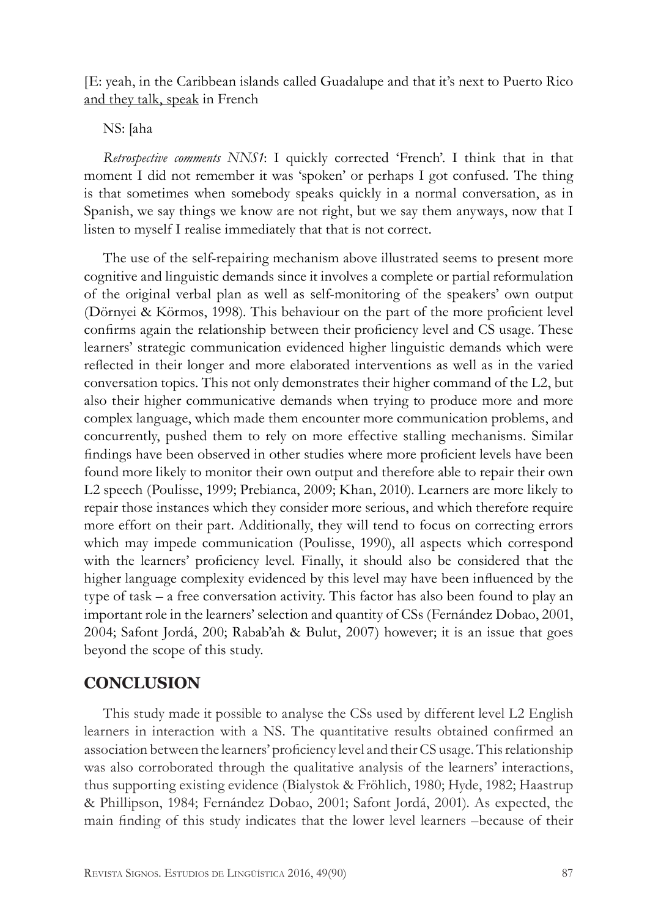[E: yeah, in the Caribbean islands called Guadalupe and that it's next to Puerto Rico <u>and they talk, speak</u> in French

NS: [aha

*Retrospective comments NNS1*: I quickly corrected 'French'. I think that in that moment I did not remember it was 'spoken' or perhaps I got confused. The thing is that sometimes when somebody speaks quickly in a normal conversation, as in Spanish, we say things we know are not right, but we say them anyways, now that I listen to myself I realise immediately that that is not correct.

The use of the self-repairing mechanism above illustrated seems to present more cognitive and linguistic demands since it involves a complete or partial reformulation of the original verbal plan as well as self-monitoring of the speakers' own output (Dörnyei & Körmos, 1998). This behaviour on the part of the more proficient level confirms again the relationship between their proficiency level and CS usage. These learners' strategic communication evidenced higher linguistic demands which were reflected in their longer and more elaborated interventions as well as in the varied conversation topics. This not only demonstrates their higher command of the L2, but also their higher communicative demands when trying to produce more and more complex language, which made them encounter more communication problems, and concurrently, pushed them to rely on more effective stalling mechanisms. Similar findings have been observed in other studies where more proficient levels have been found more likely to monitor their own output and therefore able to repair their own L2 speech (Poulisse, 1999; Prebianca, 2009; Khan, 2010). Learners are more likely to repair those instances which they consider more serious, and which therefore require more effort on their part. Additionally, they will tend to focus on correcting errors which may impede communication (Poulisse, 1990), all aspects which correspond with the learners' proficiency level. Finally, it should also be considered that the higher language complexity evidenced by this level may have been influenced by the type of task – a free conversation activity. This factor has also been found to play an important role in the learners' selection and quantity of CSs (Fernández Dobao, 2001, 2004; Safont Jordá, 200; Rabab'ah & Bulut, 2007) however; it is an issue that goes beyond the scope of this study.

## CONCLUSION

This study made it possible to analyse the CSs used by different level L2 English learners in interaction with a NS. The quantitative results obtained confirmed an association between the learners' proficiency level and their CS usage. This relationship was also corroborated through the qualitative analysis of the learners' interactions, thus supporting existing evidence (Bialystok & Fröhlich, 1980; Hyde, 1982; Haastrup & Phillipson, 1984; Fernández Dobao, 2001; Safont Jordá, 2001). As expected, the main finding of this study indicates that the lower level learners –because of their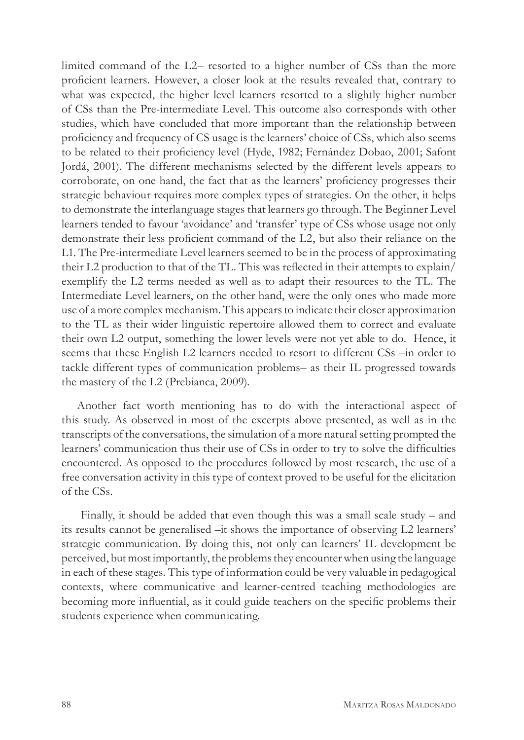limited command of the L2– resorted to a higher number of CSs than the more proficient learners. However, a closer look at the results revealed that, contrary to what was expected, the higher level learners resorted to a slightly higher number of CSs than the Pre-intermediate Level. This outcome also corresponds with other studies, which have concluded that more important than the relationship between proficiency and frequency of CS usage is the learners' choice of CSs, which also seems to be related to their proficiency level (Hyde, 1982; Fernández Dobao, 2001; Safont Jordá, 2001). The different mechanisms selected by the different levels appears to corroborate, on one hand, the fact that as the learners' proficiency progresses their strategic behaviour requires more complex types of strategies. On the other, it helps to demonstrate the interlanguage stages that learners go through. The Beginner Level learners tended to favour 'avoidance' and 'transfer' type of CSs whose usage not only demonstrate their less proficient command of the L2, but also their reliance on the L1. The Pre-intermediate Level learners seemed to be in the process of approximating their L2 production to that of the TL. This was reflected in their attempts to explain/exemplify the L2 terms needed as well as to adapt their resources to the TL. The Intermediate Level learners, on the other hand, were the only ones who made more use of a more complex mechanism. This appears to indicate their closer approximation to the TL as their wider linguistic repertoire allowed them to correct and evaluate their own L2 output, something the lower levels were not yet able to do. Hence, it seems that these English L2 learners needed to resort to different CSs –in order to tackle different types of communication problems– as their IL progressed towards the mastery of the L2 (Prebianca, 2009).

Another fact worth mentioning has to do with the interactional aspect of this study. As observed in most of the excerpts above presented, as well as in the transcripts of the conversations, the simulation of a more natural setting prompted the learners' communication thus their use of CSs in order to try to solve the difficulties encountered. As opposed to the procedures followed by most research, the use of a free conversation activity in this type of context proved to be useful for the elicitation of the CSs.

Finally, it should be added that even though this was a small scale study – and its results cannot be generalised –it shows the importance of observing L2 learners' strategic communication. By doing this, not only can learners' IL development be perceived, but most importantly, the problems they encounter when using the language in each of these stages. This type of information could be very valuable in pedagogical contexts, where communicative and learner-centred teaching methodologies are becoming more influential, as it could guide teachers on the specific problems their students experience when communicating.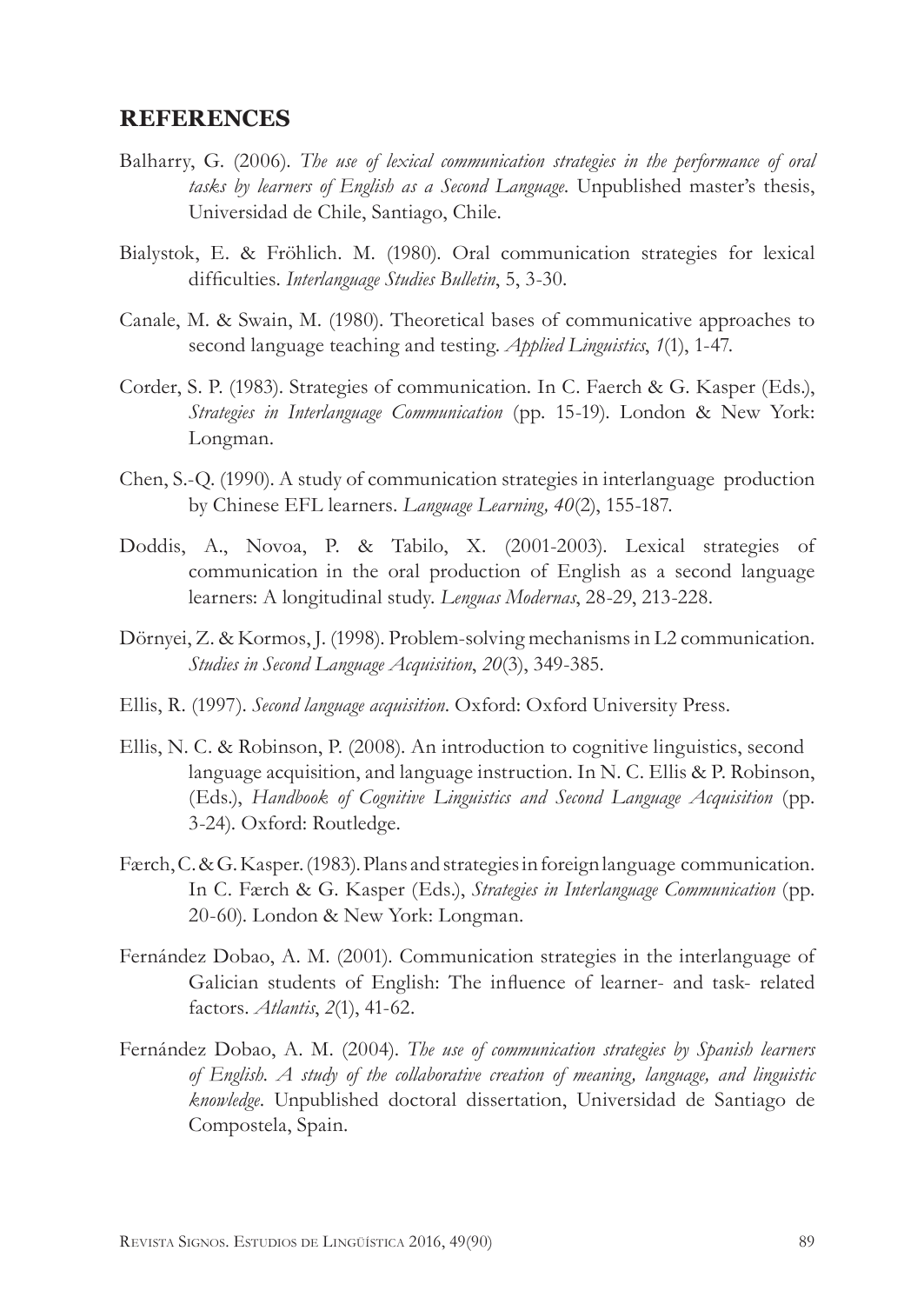## REFERENCES

Balharry, G. (2006). *The use of lexical communication strategies in the performance of oral tasks by learners of English as a Second Language*. Unpublished master's thesis, Universidad de Chile, Santiago, Chile.

Bialystok, E. & Fröhlich. M. (1980). Oral communication strategies for lexical difficulties. *Interlanguage Studies Bulletin*, 5, 3-30.

Canale, M. & Swain, M. (1980). Theoretical bases of communicative approaches to second language teaching and testing. *Applied Linguistics*, *1*(1), 1-47.

Corder, S. P. (1983). Strategies of communication. In C. Faerch & G. Kasper (Eds.), *Strategies in Interlanguage Communication* (pp. 15-19). London & New York: Longman.

Chen, S.-Q. (1990). A study of communication strategies in interlanguage production by Chinese EFL learners. *Language Learning*, *40*(2), 155-187.

Doddis, A., Novoa, P. & Tabilo, X. (2001-2003). Lexical strategies of communication in the oral production of English as a second language learners: A longitudinal study. *Lenguas Modernas*, 28-29, 213-228.

Dörnyei, Z. & Kormos, J. (1998). Problem-solving mechanisms in L2 communication. *Studies in Second Language Acquisition*, *20*(3), 349-385.

Ellis, R. (1997). *Second language acquisition*. Oxford: Oxford University Press.

Ellis, N. C. & Robinson, P. (2008). An introduction to cognitive linguistics, second language acquisition, and language instruction. In N. C. Ellis & P. Robinson, (Eds.), *Handbook of Cognitive Linguistics and Second Language Acquisition* (pp. 3-24). Oxford: Routledge.

Færch, C. & G. Kasper. (1983). Plans and strategies in foreign language communication. In C. Færch & G. Kasper (Eds.), *Strategies in Interlanguage Communication* (pp. 20-60). London & New York: Longman.

Fernández Dobao, A. M. (2001). Communication strategies in the interlanguage of Galician students of English: The influence of learner- and task- related factors. *Atlantis*, *2*(1), 41-62.

Fernández Dobao, A. M. (2004). *The use of communication strategies by Spanish learners of English. A study of the collaborative creation of meaning, language, and linguistic knowledge*. Unpublished doctoral dissertation, Universidad de Santiago de Compostela, Spain.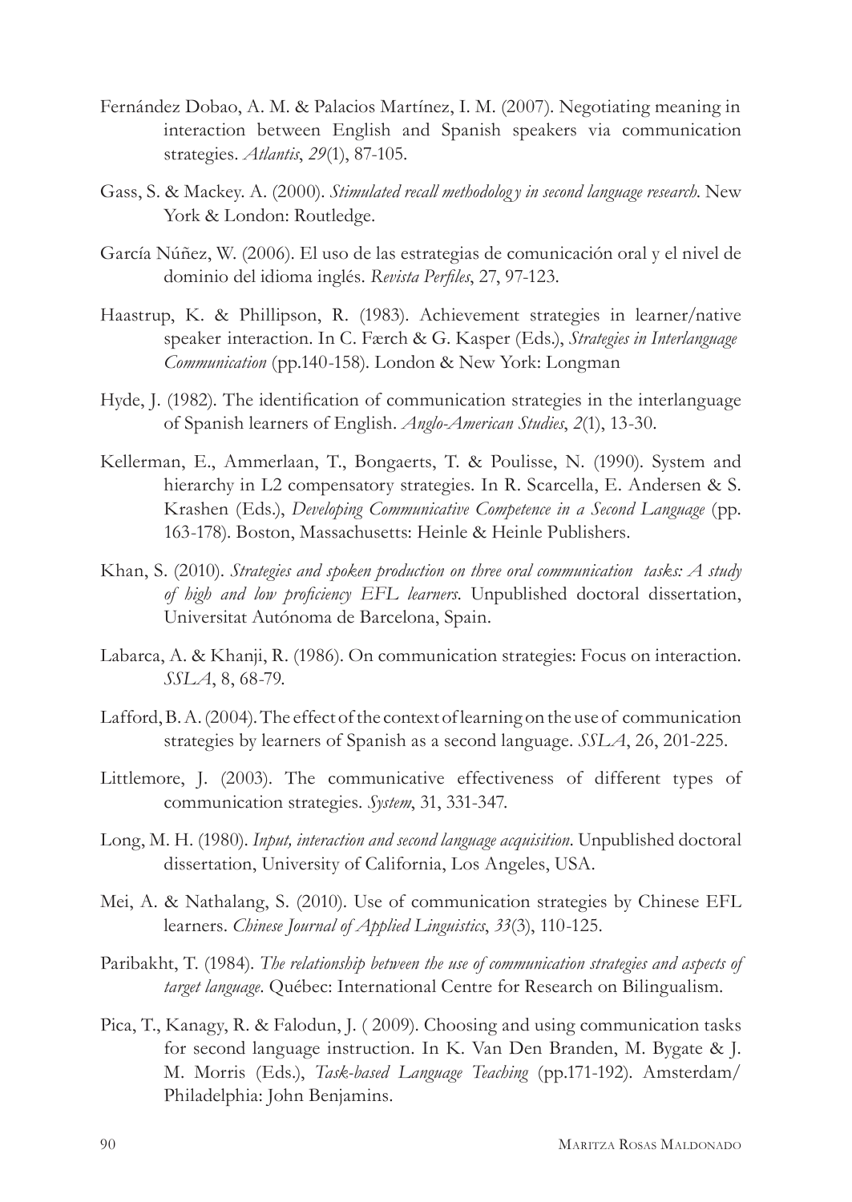Fernández Dobao, A. M. & Palacios Martínez, I. M. (2007). Negotiating meaning in interaction between English and Spanish speakers via communication strategies. *Atlantis*, *29*(1), 87-105.

Gass, S. & Mackey. A. (2000). *Stimulated recall methodolog y in second language research*. New York & London: Routledge.

García Núñez, W. (2006). El uso de las estrategias de comunicación oral y el nivel de dominio del idioma inglés. *Revista Perfiles*, 27, 97-123.

Haastrup, K. & Phillipson, R. (1983). Achievement strategies in learner/native speaker interaction. In C. Færch & G. Kasper (Eds.), *Strategies in Interlanguage Communication* (pp.140-158). London & New York: Longman

Hyde, J. (1982). The identification of communication strategies in the interlanguage of Spanish learners of English. *Anglo-American Studies*, *2*(1), 13-30.

Kellerman, E., Ammerlaan, T., Bongaerts, T. & Poulisse, N. (1990). System and hierarchy in L2 compensatory strategies. In R. Scarcella, E. Andersen & S. Krashen (Eds.), *Developing Communicative Competence in a Second Language* (pp. 163-178). Boston, Massachusetts: Heinle & Heinle Publishers.

Khan, S. (2010). *Strategies and spoken production on three oral communication tasks: A study of high and low proficiency EFL learners*. Unpublished doctoral dissertation, Universitat Autónoma de Barcelona, Spain.

Labarca, A. & Khanji, R. (1986). On communication strategies: Focus on interaction. *SSLA*, 8, 68-79.

Lafford, B. A. (2004). The effect of the context of learning on the use of communication strategies by learners of Spanish as a second language. *SSLA*, 26, 201-225.

Littlemore, J. (2003). The communicative effectiveness of different types of communication strategies. *System*, 31, 331-347.

Long, M. H. (1980). *Input, interaction and second language acquisition*. Unpublished doctoral dissertation, University of California, Los Angeles, USA.

Mei, A. & Nathalang, S. (2010). Use of communication strategies by Chinese EFL learners. *Chinese Journal of Applied Linguistics*, *33*(3), 110-125.

Paribakht, T. (1984). *The relationship between the use of communication strategies and aspects of target language*. Québec: International Centre for Research on Bilingualism.

Pica, T., Kanagy, R. & Falodun, J. ( 2009). Choosing and using communication tasks for second language instruction. In K. Van Den Branden, M. Bygate & J. M. Morris (Eds.), *Task-based Language Teaching* (pp.171-192). Amsterdam/ Philadelphia: John Benjamins.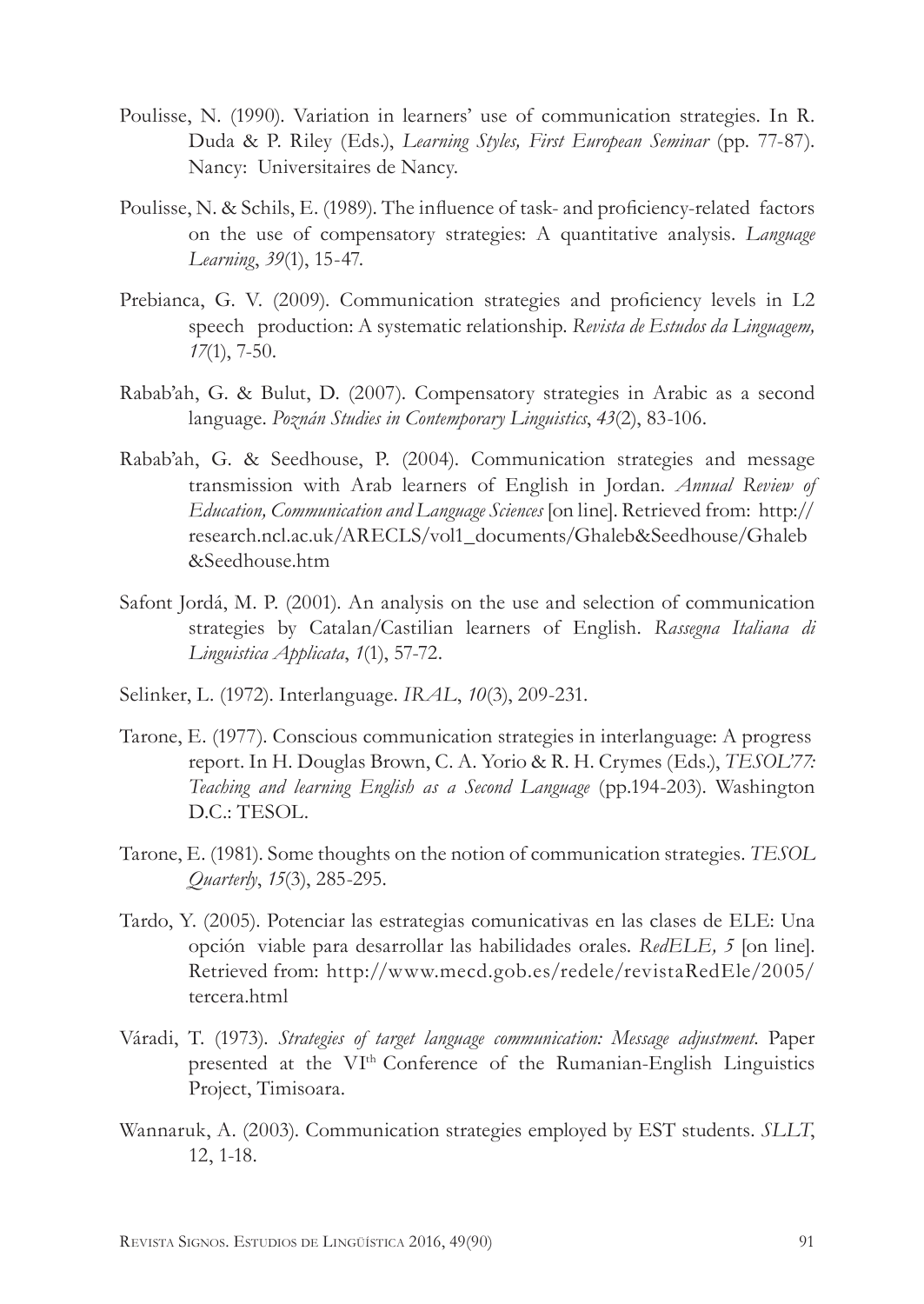Poulisse, N. (1990). Variation in learners' use of communication strategies. In R. Duda & P. Riley (Eds.), *Learning Styles, First European Seminar* (pp. 77-87). Nancy: Universitaires de Nancy.

Poulisse, N. & Schils, E. (1989). The influence of task- and proficiency-related factors on the use of compensatory strategies: A quantitative analysis. *Language Learning*, *39*(1), 15-47.

Prebianca, G. V. (2009). Communication strategies and proficiency levels in L2 speech production: A systematic relationship. *Revista de Estudos da Linguagem, 17*(1), 7-50.

Rabab'ah, G. & Bulut, D. (2007). Compensatory strategies in Arabic as a second language. *Poznán Studies in Contemporary Linguistics*, *43*(2), 83-106.

Rabab'ah, G. & Seedhouse, P. (2004). Communication strategies and message transmission with Arab learners of English in Jordan. *Annual Review of Education, Communication and Language Sciences* [on line]. Retrieved from: http://research.ncl.ac.uk/ARECLS/vol1_documents/Ghaleb&Seedhouse/Ghaleb&Seedhouse.htm

Safont Jordá, M. P. (2001). An analysis on the use and selection of communication strategies by Catalan/Castilian learners of English. *Rassegna Italiana di Linguistica Applicata*, *1*(1), 57-72.

Selinker, L. (1972). Interlanguage. *IRAL*, *10*(3), 209-231.

Tarone, E. (1977). Conscious communication strategies in interlanguage: A progress report. In H. Douglas Brown, C. A. Yorio & R. H. Crymes (Eds.), *TESOL'77: Teaching and learning English as a Second Language* (pp.194-203). Washington D.C.: TESOL.

Tarone, E. (1981). Some thoughts on the notion of communication strategies. *TESOL Quarterly*, *15*(3), 285-295.

Tardo, Y. (2005). Potenciar las estrategias comunicativas en las clases de ELE: Una opción viable para desarrollar las habilidades orales. *RedELE, 5* [on line]. Retrieved from: http://www.mecd.gob.es/redele/revistaRedEle/2005/tercera.html

Váradi, T. (1973). *Strategies of target language communication: Message adjustment*. Paper presented at the VI[th] Conference of the Rumanian-English Linguistics Project, Timisoara.

Wannaruk, A. (2003). Communication strategies employed by EST students. *SLLT*, 12, 1-18.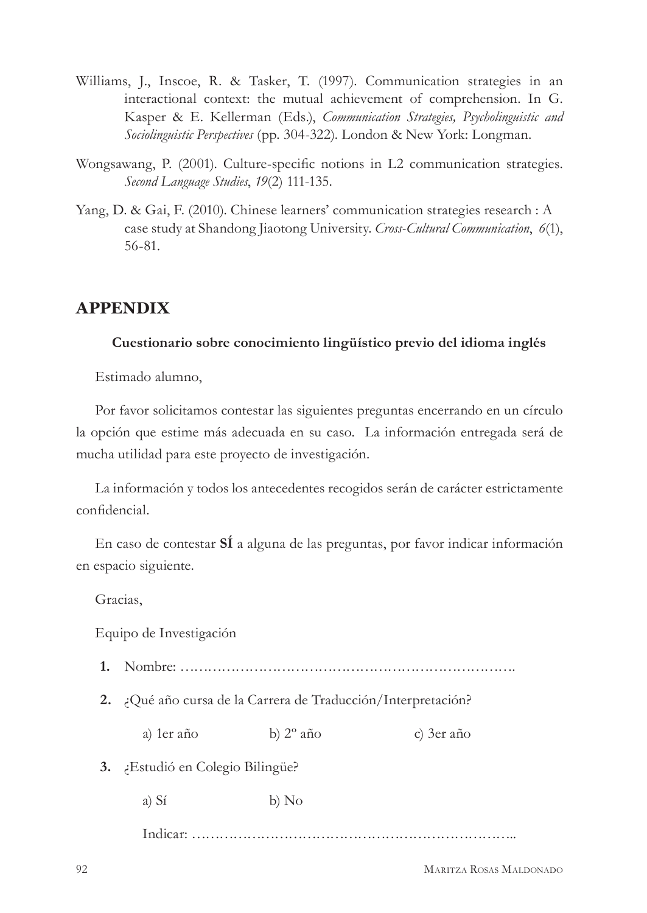Williams, J., Inscoe, R. & Tasker, T. (1997). Communication strategies in an interactional context: the mutual achievement of comprehension. In G. Kasper & E. Kellerman (Eds.), *Communication Strategies, Psycholinguistic and Sociolinguistic Perspectives* (pp. 304-322). London & New York: Longman.

Wongsawang, P. (2001). Culture-specific notions in L2 communication strategies. *Second Language Studies*, *19*(2) 111-135.

Yang, D. & Gai, F. (2010). Chinese learners' communication strategies research : A case study at Shandong Jiaotong University. *Cross-Cultural Communication*, *6*(1), 56-81.

## APPENDIX

**Cuestionario sobre conocimiento lingüístico previo del idioma inglés**

Estimado alumno,

Por favor solicitamos contestar las siguientes preguntas encerrando en un círculo la opción que estime más adecuada en su caso. La información entregada será de mucha utilidad para este proyecto de investigación.

La información y todos los antecedentes recogidos serán de carácter estrictamente confidencial.

En caso de contestar **SÍ** a alguna de las preguntas, por favor indicar información en espacio siguiente.

Gracias,

Equipo de Investigación

1. Nombre: ……………………………………………………………….

2. ¿Qué año cursa de la Carrera de Traducción/Interpretación?

   a) 1er año　　b) 2º año　　c) 3er año

3. ¿Estudió en Colegio Bilingüe?

   a) Sí　　b) No

   Indicar: ……………………………………………………………..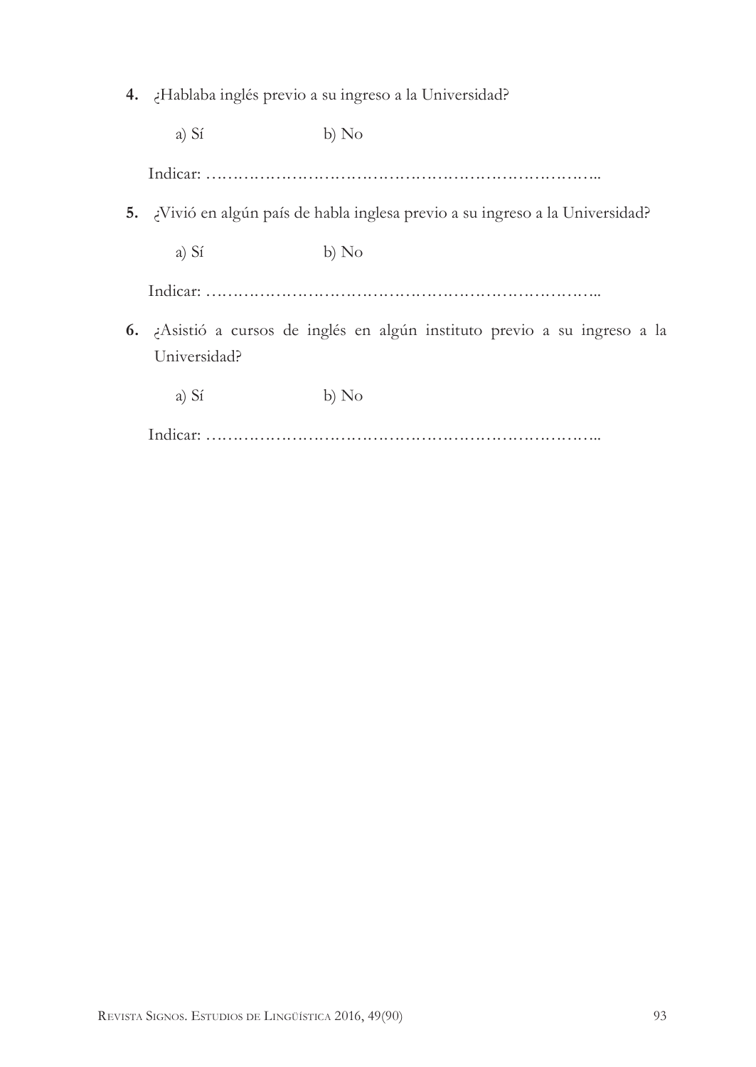**4.** ¿Hablaba inglés previo a su ingreso a la Universidad?

a) Sí b) No

Indicar: ………………………………………………………………..

**5.** ¿Vivió en algún país de habla inglesa previo a su ingreso a la Universidad?

a) Sí b) No

Indicar: ………………………………………………………………..

**6.** ¿Asistió a cursos de inglés en algún instituto previo a su ingreso a la Universidad?

a) Sí b) No

Indicar: ………………………………………………………………..